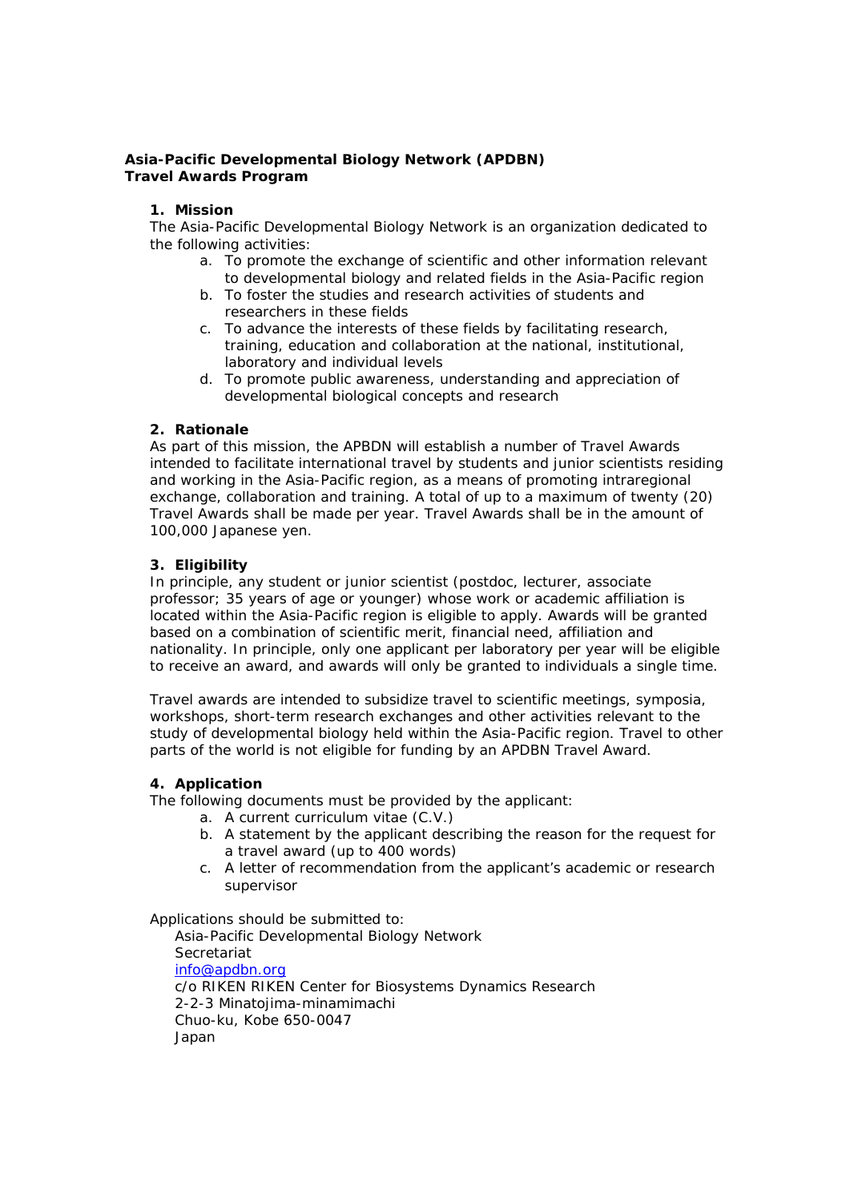**Asia-Pacific Developmental Biology Network (APDBN)**
**Travel Awards Program**

1. **Mission**

The Asia-Pacific Developmental Biology Network is an organization dedicated to the following activities:

   a. To promote the exchange of scientific and other information relevant to developmental biology and related fields in the Asia-Pacific region
   b. To foster the studies and research activities of students and researchers in these fields
   c. To advance the interests of these fields by facilitating research, training, education and collaboration at the national, institutional, laboratory and individual levels
   d. To promote public awareness, understanding and appreciation of developmental biological concepts and research

2. **Rationale**

As part of this mission, the APBDN will establish a number of Travel Awards intended to facilitate international travel by students and junior scientists residing and working in the Asia-Pacific region, as a means of promoting intraregional exchange, collaboration and training. A total of up to a maximum of twenty (20) Travel Awards shall be made per year. Travel Awards shall be in the amount of 100,000 Japanese yen.

3. **Eligibility**

In principle, any student or junior scientist (postdoc, lecturer, associate professor; 35 years of age or younger) whose work or academic affiliation is located within the Asia-Pacific region is eligible to apply. Awards will be granted based on a combination of scientific merit, financial need, affiliation and nationality. In principle, only one applicant per laboratory per year will be eligible to receive an award, and awards will only be granted to individuals a single time.

Travel awards are intended to subsidize travel to scientific meetings, symposia, workshops, short-term research exchanges and other activities relevant to the study of developmental biology held within the Asia-Pacific region. Travel to other parts of the world is not eligible for funding by an APDBN Travel Award.

4. **Application**

The following documents must be provided by the applicant:

   a. A current curriculum vitae (C.V.)
   b. A statement by the applicant describing the reason for the request for a travel award (up to 400 words)
   c. A letter of recommendation from the applicant's academic or research supervisor

Applications should be submitted to:

Asia-Pacific Developmental Biology Network
Secretariat
info@apdbn.org
c/o RIKEN RIKEN Center for Biosystems Dynamics Research
2-2-3 Minatojima-minamimachi
Chuo-ku, Kobe 650-0047
Japan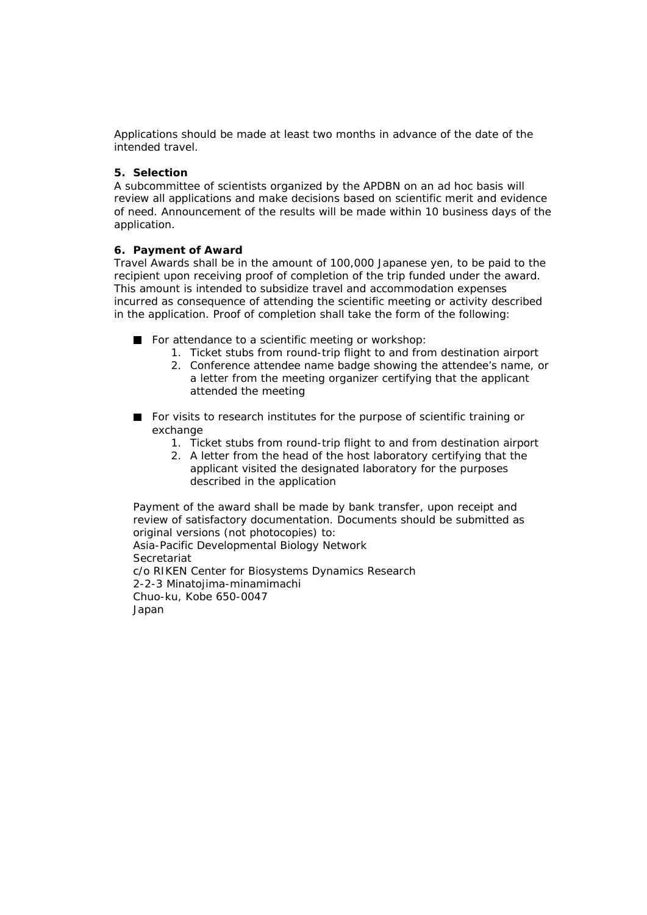Applications should be made at least two months in advance of the date of the intended travel.

**5. Selection**

A subcommittee of scientists organized by the APDBN on an ad hoc basis will review all applications and make decisions based on scientific merit and evidence of need. Announcement of the results will be made within 10 business days of the application.

**6. Payment of Award**

Travel Awards shall be in the amount of 100,000 Japanese yen, to be paid to the recipient upon receiving proof of completion of the trip funded under the award. This amount is intended to subsidize travel and accommodation expenses incurred as consequence of attending the scientific meeting or activity described in the application. Proof of completion shall take the form of the following:

- For attendance to a scientific meeting or workshop:
  1. Ticket stubs from round-trip flight to and from destination airport
  2. Conference attendee name badge showing the attendee's name, or a letter from the meeting organizer certifying that the applicant attended the meeting

- For visits to research institutes for the purpose of scientific training or exchange
  1. Ticket stubs from round-trip flight to and from destination airport
  2. A letter from the head of the host laboratory certifying that the applicant visited the designated laboratory for the purposes described in the application

Payment of the award shall be made by bank transfer, upon receipt and review of satisfactory documentation. Documents should be submitted as original versions (not photocopies) to:
Asia-Pacific Developmental Biology Network
Secretariat
c/o RIKEN Center for Biosystems Dynamics Research
2-2-3 Minatojima-minamimachi
Chuo-ku, Kobe 650-0047
Japan